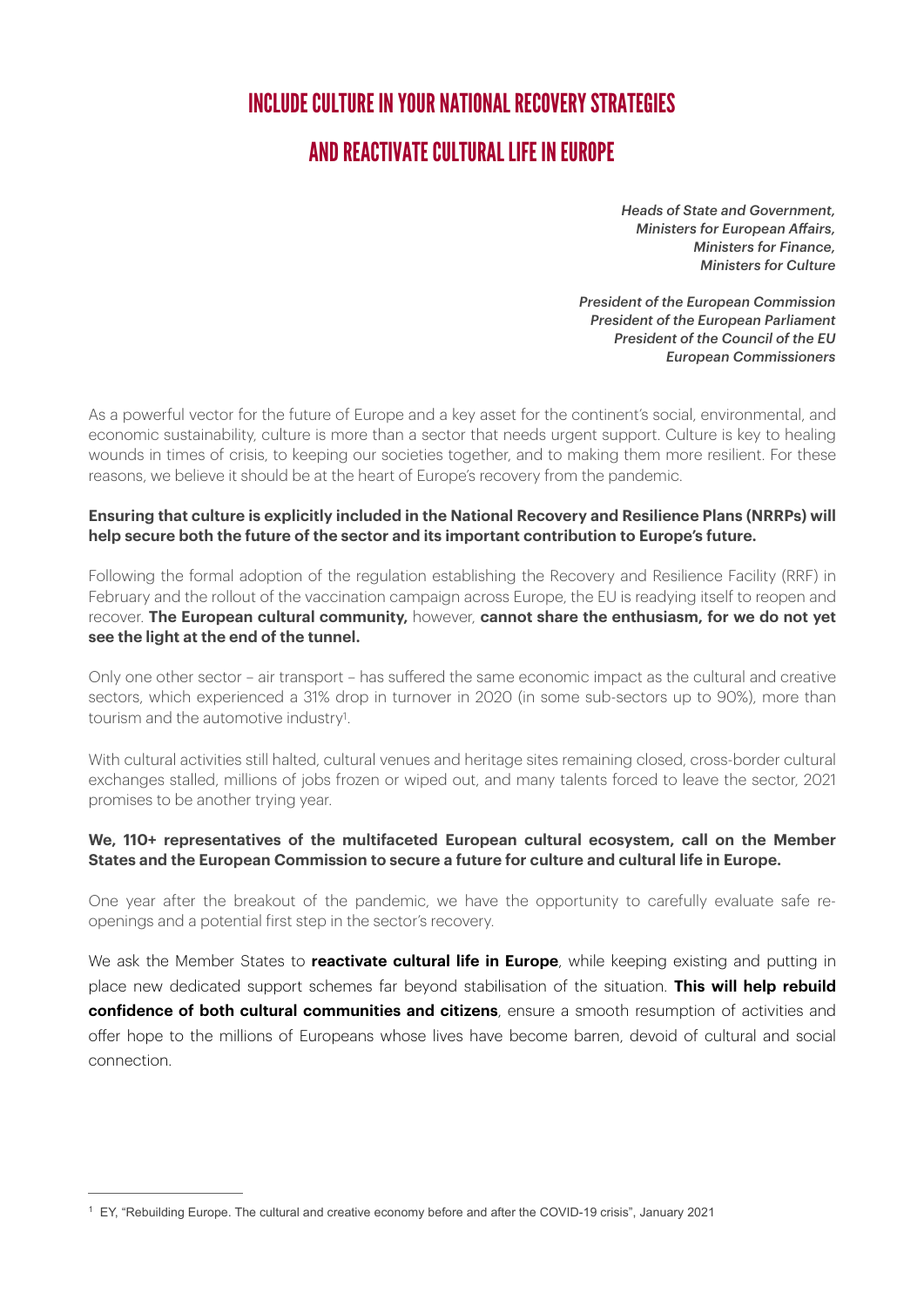# INCLUDE CULTURE IN YOUR NATIONAL RECOVERY STRATEGIES

# AND REACTIVATE CULTURAL LIFE IN EUROPE

*Heads of State and Government,*
*Ministers for European Affairs,*
*Ministers for Finance,*
*Ministers for Culture*

*President of the European Commission*
*President of the European Parliament*
*President of the Council of the EU*
*European Commissioners*

As a powerful vector for the future of Europe and a key asset for the continent's social, environmental, and economic sustainability, culture is more than a sector that needs urgent support. Culture is key to healing wounds in times of crisis, to keeping our societies together, and to making them more resilient. For these reasons, we believe it should be at the heart of Europe's recovery from the pandemic.

**Ensuring that culture is explicitly included in the National Recovery and Resilience Plans (NRRPs) will help secure both the future of the sector and its important contribution to Europe's future.**

Following the formal adoption of the regulation establishing the Recovery and Resilience Facility (RRF) in February and the rollout of the vaccination campaign across Europe, the EU is readying itself to reopen and recover. **The European cultural community,** however, **cannot share the enthusiasm, for we do not yet see the light at the end of the tunnel.**

Only one other sector – air transport – has suffered the same economic impact as the cultural and creative sectors, which experienced a 31% drop in turnover in 2020 (in some sub-sectors up to 90%), more than tourism and the automotive industry[1].

With cultural activities still halted, cultural venues and heritage sites remaining closed, cross-border cultural exchanges stalled, millions of jobs frozen or wiped out, and many talents forced to leave the sector, 2021 promises to be another trying year.

**We, 110+ representatives of the multifaceted European cultural ecosystem, call on the Member States and the European Commission to secure a future for culture and cultural life in Europe.**

One year after the breakout of the pandemic, we have the opportunity to carefully evaluate safe re-openings and a potential first step in the sector's recovery.

We ask the Member States to **reactivate cultural life in Europe**, while keeping existing and putting in place new dedicated support schemes far beyond stabilisation of the situation. **This will help rebuild confidence of both cultural communities and citizens**, ensure a smooth resumption of activities and offer hope to the millions of Europeans whose lives have become barren, devoid of cultural and social connection.

---

[1] EY, "Rebuilding Europe. The cultural and creative economy before and after the COVID-19 crisis", January 2021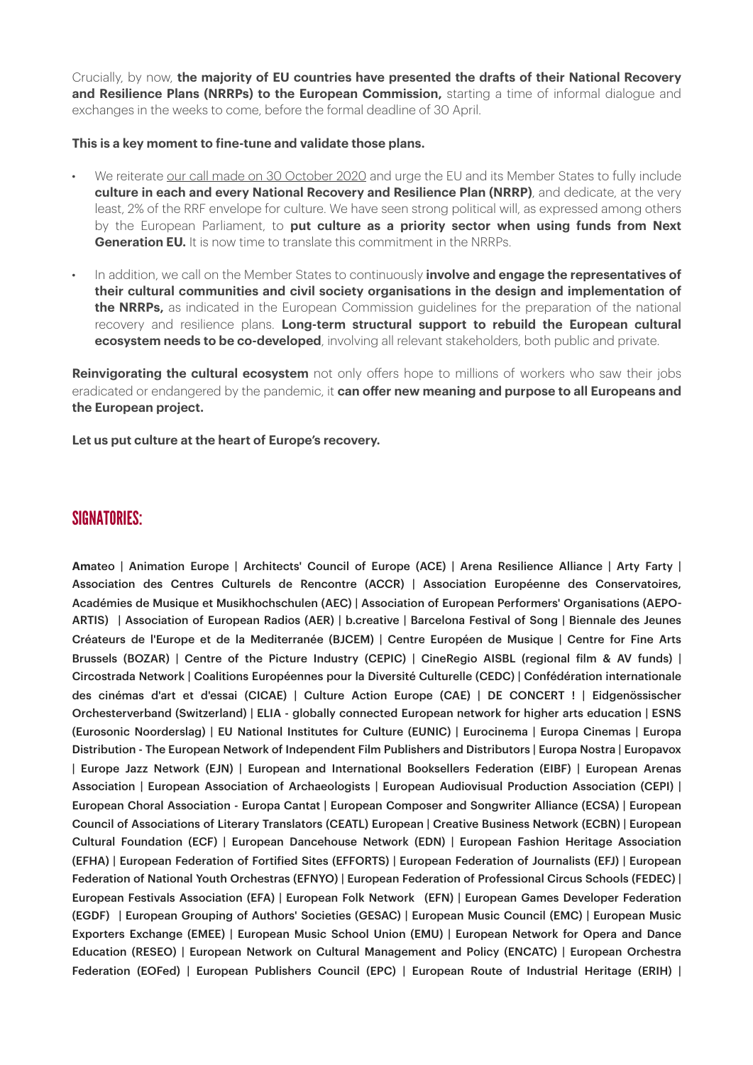Crucially, by now, **the majority of EU countries have presented the drafts of their National Recovery and Resilience Plans (NRRPs) to the European Commission,** starting a time of informal dialogue and exchanges in the weeks to come, before the formal deadline of 30 April.

**This is a key moment to fine-tune and validate those plans.**

- We reiterate our call made on 30 October 2020 and urge the EU and its Member States to fully include **culture in each and every National Recovery and Resilience Plan (NRRP)**, and dedicate, at the very least, 2% of the RRF envelope for culture. We have seen strong political will, as expressed among others by the European Parliament, to **put culture as a priority sector when using funds from Next Generation EU.** It is now time to translate this commitment in the NRRPs.
- In addition, we call on the Member States to continuously **involve and engage the representatives of their cultural communities and civil society organisations in the design and implementation of the NRRPs,** as indicated in the European Commission guidelines for the preparation of the national recovery and resilience plans. **Long-term structural support to rebuild the European cultural ecosystem needs to be co-developed**, involving all relevant stakeholders, both public and private.

**Reinvigorating the cultural ecosystem** not only offers hope to millions of workers who saw their jobs eradicated or endangered by the pandemic, it **can offer new meaning and purpose to all Europeans and the European project.**

**Let us put culture at the heart of Europe's recovery.**

## SIGNATORIES:

**Am**ateo | Animation Europe | Architects' Council of Europe (ACE) | Arena Resilience Alliance | Arty Farty | Association des Centres Culturels de Rencontre (ACCR) | Association Européenne des Conservatoires, Académies de Musique et Musikhochschulen (AEC) | Association of European Performers' Organisations (AEPO-ARTIS) | Association of European Radios (AER) | b.creative | Barcelona Festival of Song | Biennale des Jeunes Créateurs de l'Europe et de la Mediterranée (BJCEM) | Centre Européen de Musique | Centre for Fine Arts Brussels (BOZAR) | Centre of the Picture Industry (CEPIC) | CineRegio AISBL (regional film & AV funds) | Circostrada Network | Coalitions Européennes pour la Diversité Culturelle (CEDC) | Confédération internationale des cinémas d'art et d'essai (CICAE) | Culture Action Europe (CAE) | DE CONCERT ! | Eidgenössischer Orchesterverband (Switzerland) | ELIA - globally connected European network for higher arts education | ESNS (Eurosonic Noorderslag) | EU National Institutes for Culture (EUNIC) | Eurocinema | Europa Cinemas | Europa Distribution - The European Network of Independent Film Publishers and Distributors | Europa Nostra | Europavox | Europe Jazz Network (EJN) | European and International Booksellers Federation (EIBF) | European Arenas Association | European Association of Archaeologists | European Audiovisual Production Association (CEPI) | European Choral Association - Europa Cantat | European Composer and Songwriter Alliance (ECSA) | European Council of Associations of Literary Translators (CEATL) European | Creative Business Network (ECBN) | European Cultural Foundation (ECF) | European Dancehouse Network (EDN) | European Fashion Heritage Association (EFHA) | European Federation of Fortified Sites (EFFORTS) | European Federation of Journalists (EFJ) | European Federation of National Youth Orchestras (EFNYO) | European Federation of Professional Circus Schools (FEDEC) | European Festivals Association (EFA) | European Folk Network (EFN) | European Games Developer Federation (EGDF) | European Grouping of Authors' Societies (GESAC) | European Music Council (EMC) | European Music Exporters Exchange (EMEE) | European Music School Union (EMU) | European Network for Opera and Dance Education (RESEO) | European Network on Cultural Management and Policy (ENCATC) | European Orchestra Federation (EOFed) | European Publishers Council (EPC) | European Route of Industrial Heritage (ERIH) |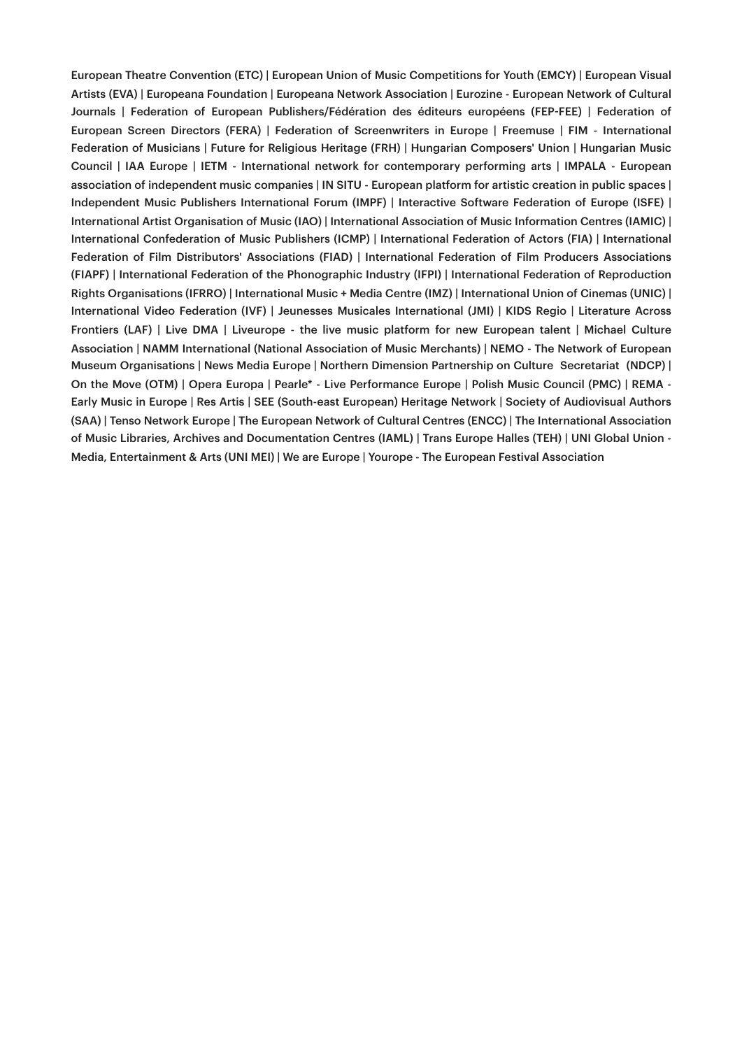European Theatre Convention (ETC) | European Union of Music Competitions for Youth (EMCY) | European Visual Artists (EVA) | Europeana Foundation | Europeana Network Association | Eurozine - European Network of Cultural Journals | Federation of European Publishers/Fédération des éditeurs européens (FEP-FEE) | Federation of European Screen Directors (FERA) | Federation of Screenwriters in Europe | Freemuse | FIM - International Federation of Musicians | Future for Religious Heritage (FRH) | Hungarian Composers' Union | Hungarian Music Council | IAA Europe | IETM - International network for contemporary performing arts | IMPALA - European association of independent music companies | IN SITU - European platform for artistic creation in public spaces | Independent Music Publishers International Forum (IMPF) | Interactive Software Federation of Europe (ISFE) | International Artist Organisation of Music (IAO) | International Association of Music Information Centres (IAMIC) | International Confederation of Music Publishers (ICMP) | International Federation of Actors (FIA) | International Federation of Film Distributors' Associations (FIAD) | International Federation of Film Producers Associations (FIAPF) | International Federation of the Phonographic Industry (IFPI) | International Federation of Reproduction Rights Organisations (IFRRO) | International Music + Media Centre (IMZ) | International Union of Cinemas (UNIC) | International Video Federation (IVF) | Jeunesses Musicales International (JMI) | KIDS Regio | Literature Across Frontiers (LAF) | Live DMA | Liveurope - the live music platform for new European talent | Michael Culture Association | NAMM International (National Association of Music Merchants) | NEMO - The Network of European Museum Organisations | News Media Europe | Northern Dimension Partnership on Culture Secretariat (NDCP) | On the Move (OTM) | Opera Europa | Pearle* - Live Performance Europe | Polish Music Council (PMC) | REMA - Early Music in Europe | Res Artis | SEE (South-east European) Heritage Network | Society of Audiovisual Authors (SAA) | Tenso Network Europe | The European Network of Cultural Centres (ENCC) | The International Association of Music Libraries, Archives and Documentation Centres (IAML) | Trans Europe Halles (TEH) | UNI Global Union - Media, Entertainment & Arts (UNI MEI) | We are Europe | Yourope - The European Festival Association